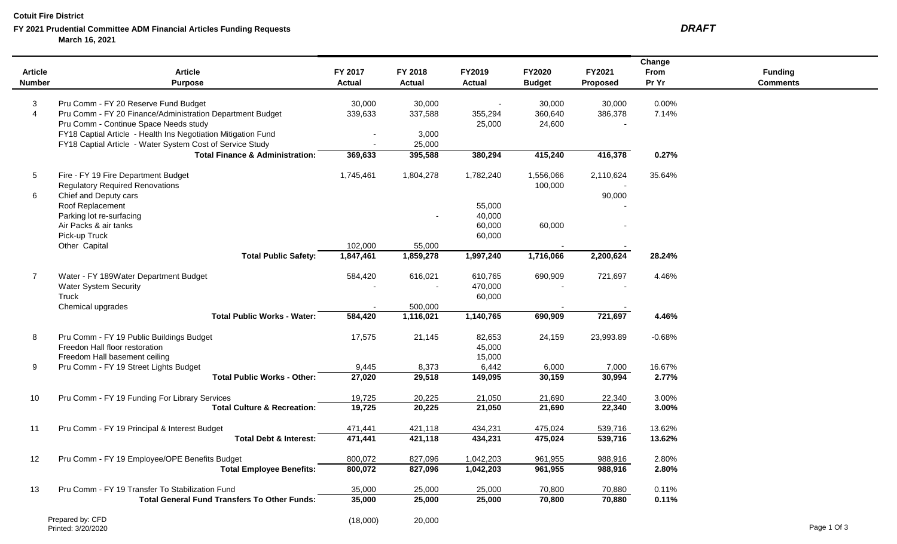**Cotuit Fire District**

**FY 2021 Prudential Committee ADM Financial Articles Funding Requests** ***DRAFT***

**March 16, 2021**

| Article Number | Article Purpose | FY 2017 Actual | FY 2018 Actual | FY2019 Actual | FY2020 Budget | FY2021 Proposed | Change From Pr Yr | Funding Comments |
|---|---|---|---|---|---|---|---|---|
| 3 | Pru Comm - FY 20 Reserve Fund Budget | 30,000 | 30,000 | - | 30,000 | 30,000 | 0.00% | |
| 4 | Pru Comm - FY 20 Finance/Administration Department Budget | 339,633 | 337,588 | 355,294 | 360,640 | 386,378 | 7.14% | |
| | Pru Comm - Continue Space Needs study | | | 25,000 | 24,600 | - | | |
| | FY18 Captial Article - Health Ins Negotiation Mitigation Fund | - | 3,000 | | | | | |
| | FY18 Captial Article - Water System Cost of Service Study | - | 25,000 | | | | | |
| | **Total Finance & Administration:** | **369,633** | **395,588** | **380,294** | **415,240** | **416,378** | **0.27%** | |
| 5 | Fire - FY 19 Fire Department Budget | 1,745,461 | 1,804,278 | 1,782,240 | 1,556,066 | 2,110,624 | 35.64% | |
| | Regulatory Required Renovations | | | | 100,000 | - | | |
| 6 | Chief and Deputy cars | | | | | 90,000 | | |
| | Roof Replacement | | | 55,000 | | - | | |
| | Parking lot re-surfacing | | - | 40,000 | | | | |
| | Air Packs & air tanks | | | 60,000 | 60,000 | - | | |
| | Pick-up Truck | | | 60,000 | | | | |
| | Other Capital | 102,000 | 55,000 | | - | - | | |
| | **Total Public Safety:** | **1,847,461** | **1,859,278** | **1,997,240** | **1,716,066** | **2,200,624** | **28.24%** | |
| 7 | Water - FY 189Water Department Budget | 584,420 | 616,021 | 610,765 | 690,909 | 721,697 | 4.46% | |
| | Water System Security | - | - | 470,000 | - | - | | |
| | Truck | | | 60,000 | | | | |
| | Chemical upgrades | - | 500,000 | | - | - | | |
| | **Total Public Works - Water:** | **584,420** | **1,116,021** | **1,140,765** | **690,909** | **721,697** | **4.46%** | |
| 8 | Pru Comm - FY 19 Public Buildings Budget | 17,575 | 21,145 | 82,653 | 24,159 | 23,993.89 | -0.68% | |
| | Freedon Hall floor restoration | | | 45,000 | | | | |
| | Freedom Hall basement ceiling | | | 15,000 | | | | |
| 9 | Pru Comm - FY 19 Street Lights Budget | 9,445 | 8,373 | 6,442 | 6,000 | 7,000 | 16.67% | |
| | **Total Public Works - Other:** | **27,020** | **29,518** | **149,095** | **30,159** | **30,994** | **2.77%** | |
| 10 | Pru Comm - FY 19 Funding For Library Services | 19,725 | 20,225 | 21,050 | 21,690 | 22,340 | 3.00% | |
| | **Total Culture & Recreation:** | **19,725** | **20,225** | **21,050** | **21,690** | **22,340** | **3.00%** | |
| 11 | Pru Comm - FY 19 Principal & Interest Budget | 471,441 | 421,118 | 434,231 | 475,024 | 539,716 | 13.62% | |
| | **Total Debt & Interest:** | **471,441** | **421,118** | **434,231** | **475,024** | **539,716** | **13.62%** | |
| 12 | Pru Comm - FY 19 Employee/OPE Benefits Budget | 800,072 | 827,096 | 1,042,203 | 961,955 | 988,916 | 2.80% | |
| | **Total Employee Benefits:** | **800,072** | **827,096** | **1,042,203** | **961,955** | **988,916** | **2.80%** | |
| 13 | Pru Comm - FY 19 Transfer To Stabilization Fund | 35,000 | 25,000 | 25,000 | 70,800 | 70,880 | 0.11% | |
| | **Total General Fund Transfers To Other Funds:** | **35,000** | **25,000** | **25,000** | **70,800** | **70,880** | **0.11%** | |
| | | (18,000) | 20,000 | | | | | |

Prepared by: CFD
Printed: 3/20/2020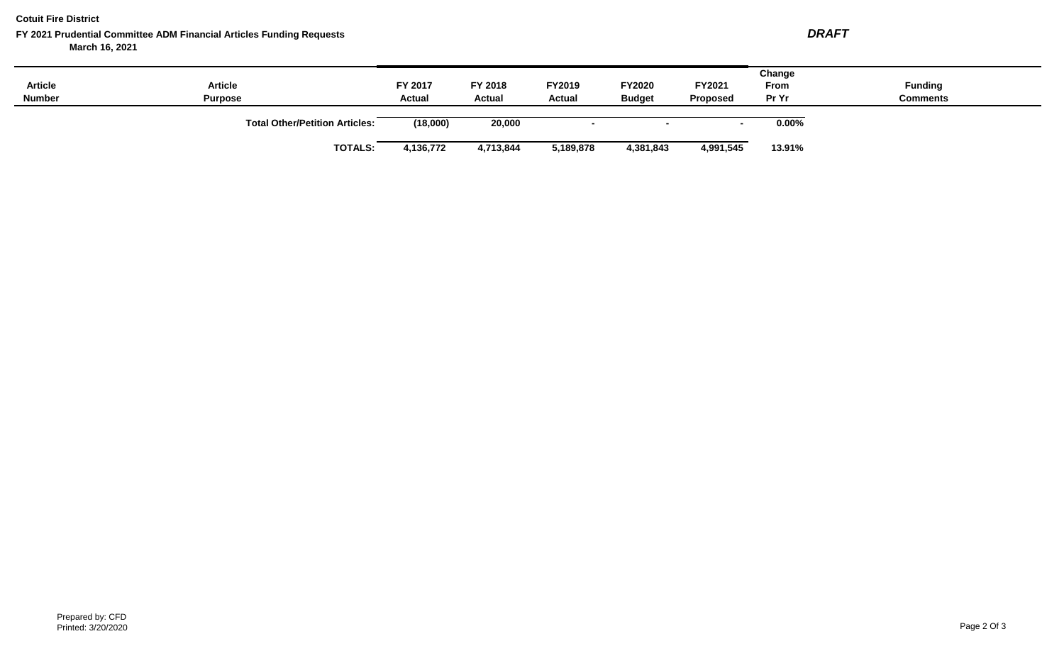**Cotuit Fire District**

**FY 2021 Prudential Committee ADM Financial Articles Funding Requests**

**March 16, 2021**

***DRAFT***

| Article Number | Article Purpose | FY 2017 Actual | FY 2018 Actual | FY2019 Actual | FY2020 Budget | FY2021 Proposed | Change From Pr Yr | Funding Comments |
|---|---|---|---|---|---|---|---|---|
| | **Total Other/Petition Articles:** | **(18,000)** | **20,000** | **-** | **-** | **-** | **0.00%** | |
| | **TOTALS:** | **4,136,772** | **4,713,844** | **5,189,878** | **4,381,843** | **4,991,545** | **13.91%** | |

Prepared by: CFD
Printed: 3/20/2020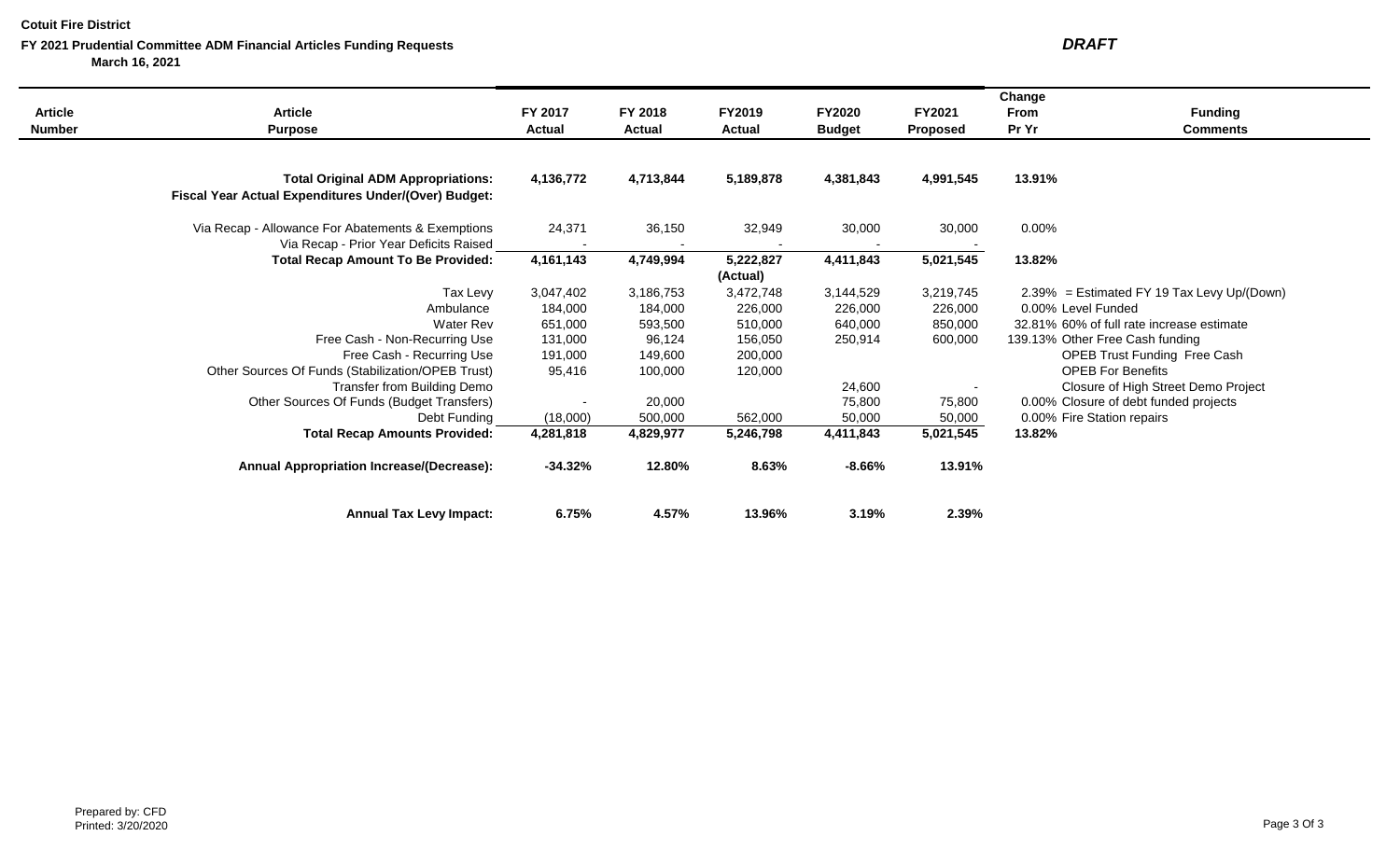**Cotuit Fire District**

**FY 2021 Prudential Committee ADM Financial Articles Funding Requests**

***DRAFT***

**March 16, 2021**

| Article Number | Article Purpose | FY 2017 Actual | FY 2018 Actual | FY2019 Actual | FY2020 Budget | FY2021 Proposed | Change From Pr Yr | Funding Comments |
|---|---|---|---|---|---|---|---|---|
| | **Total Original ADM Appropriations:** | **4,136,772** | **4,713,844** | **5,189,878** | **4,381,843** | **4,991,545** | **13.91%** | |
| | **Fiscal Year Actual Expenditures Under/(Over) Budget:** | | | | | | | |
| | Via Recap - Allowance For Abatements & Exemptions | 24,371 | 36,150 | 32,949 | 30,000 | 30,000 | 0.00% | |
| | Via Recap - Prior Year Deficits Raised | - | - | - | - | - | | |
| | **Total Recap Amount To Be Provided:** | **4,161,143** | **4,749,994** | **5,222,827 (Actual)** | **4,411,843** | **5,021,545** | **13.82%** | |
| | Tax Levy | 3,047,402 | 3,186,753 | 3,472,748 | 3,144,529 | 3,219,745 | 2.39% | = Estimated FY 19 Tax Levy Up/(Down) |
| | Ambulance | 184,000 | 184,000 | 226,000 | 226,000 | 226,000 | 0.00% | Level Funded |
| | Water Rev | 651,000 | 593,500 | 510,000 | 640,000 | 850,000 | 32.81% | 60% of full rate increase estimate |
| | Free Cash - Non-Recurring Use | 131,000 | 96,124 | 156,050 | 250,914 | 600,000 | 139.13% | Other Free Cash funding |
| | Free Cash - Recurring Use | 191,000 | 149,600 | 200,000 | | | | OPEB Trust Funding Free Cash |
| | Other Sources Of Funds (Stabilization/OPEB Trust) | 95,416 | 100,000 | 120,000 | | | | OPEB For Benefits |
| | Transfer from Building Demo | | | | 24,600 | - | | Closure of High Street Demo Project |
| | Other Sources Of Funds (Budget Transfers) | - | 20,000 | | 75,800 | 75,800 | 0.00% | Closure of debt funded projects |
| | Debt Funding | (18,000) | 500,000 | 562,000 | 50,000 | 50,000 | 0.00% | Fire Station repairs |
| | **Total Recap Amounts Provided:** | **4,281,818** | **4,829,977** | **5,246,798** | **4,411,843** | **5,021,545** | **13.82%** | |
| | **Annual Appropriation Increase/(Decrease):** | **-34.32%** | **12.80%** | **8.63%** | **-8.66%** | **13.91%** | | |
| | **Annual Tax Levy Impact:** | **6.75%** | **4.57%** | **13.96%** | **3.19%** | **2.39%** | | |

Prepared by: CFD
Printed: 3/20/2020